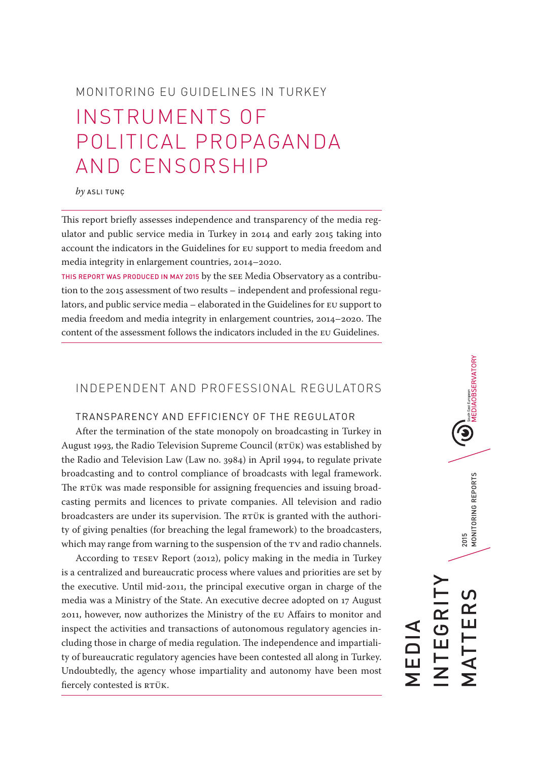MONITORING EU GUIDELINES IN TURKEY

# INSTRUMENTS OF POLITICAL PROPAGANDA AND CENSORSHIP

*by* ASLI TUNÇ

This report briefly assesses independence and transparency of the media regulator and public service media in Turkey in 2014 and early 2015 taking into account the indicators in the Guidelines for EU support to media freedom and media integrity in enlargement countries, 2014–2020.

THIS REPORT WAS PRODUCED IN MAY 2015 by the SEE Media Observatory as a contribution to the 2015 assessment of two results – independent and professional regulators, and public service media – elaborated in the Guidelines for EU support to media freedom and media integrity in enlargement countries, 2014–2020. The content of the assessment follows the indicators included in the EU Guidelines.

## INDEPENDENT AND PROFESSIONAL REGULATORS

### TRANSPARENCY AND EFFICIENCY OF THE REGULATOR

After the termination of the state monopoly on broadcasting in Turkey in August 1993, the Radio Television Supreme Council (RTÜK) was established by the Radio and Television Law (Law no. 3984) in April 1994, to regulate private broadcasting and to control compliance of broadcasts with legal framework. The RTÜK was made responsible for assigning frequencies and issuing broadcasting permits and licences to private companies. All television and radio broadcasters are under its supervision. The RTÜK is granted with the authority of giving penalties (for breaching the legal framework) to the broadcasters, which may range from warning to the suspension of the TV and radio channels.

According to TESEV Report (2012), policy making in the media in Turkey is a centralized and bureaucratic process where values and priorities are set by the executive. Until mid-2011, the principal executive organ in charge of the media was a Ministry of the State. An executive decree adopted on 17 August 2011, however, now authorizes the Ministry of the EU Affairs to monitor and inspect the activities and transactions of autonomous regulatory agencies including those in charge of media regulation. The independence and impartiality of bureaucratic regulatory agencies have been contested all along in Turkey. Undoubtedly, the agency whose impartiality and autonomy have been most fiercely contested is RTÜK.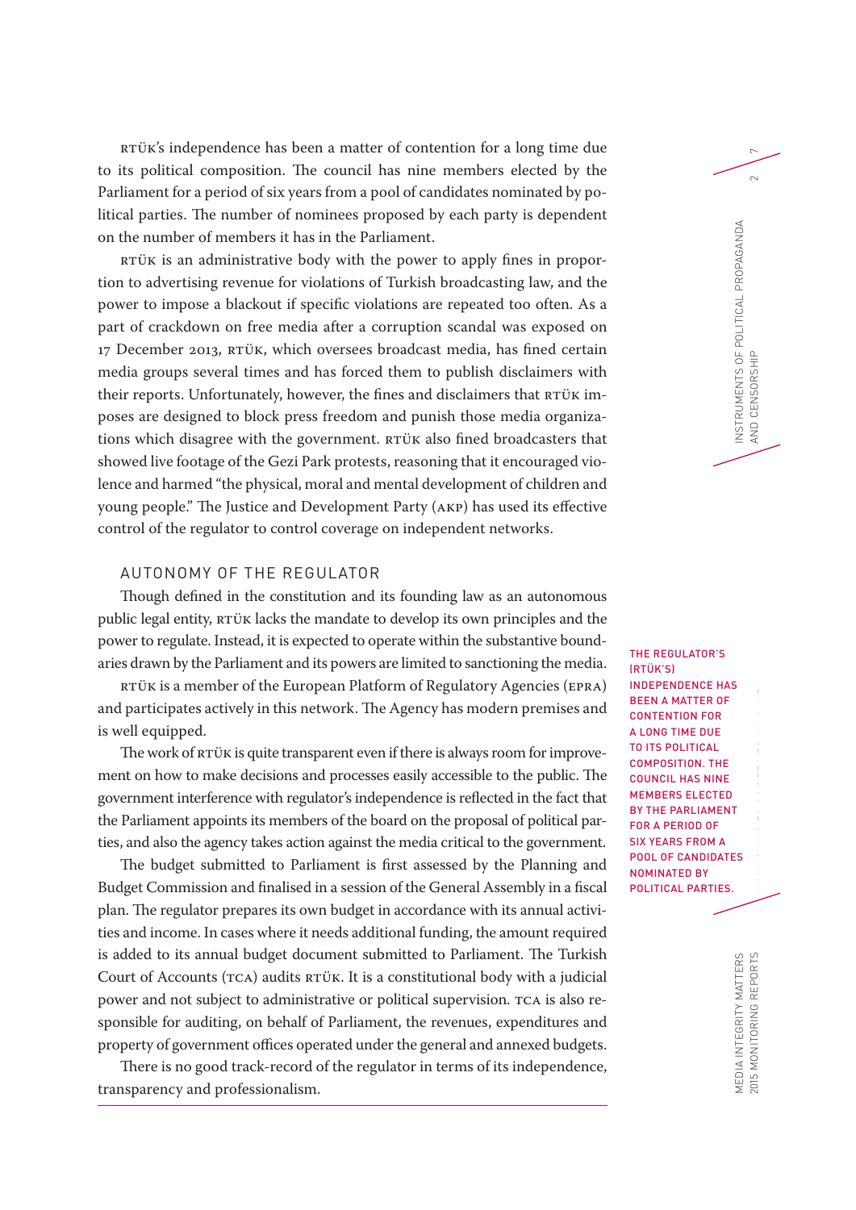RTÜK's independence has been a matter of contention for a long time due to its political composition. The council has nine members elected by the Parliament for a period of six years from a pool of candidates nominated by political parties. The number of nominees proposed by each party is dependent on the number of members it has in the Parliament.

RTÜK is an administrative body with the power to apply fines in proportion to advertising revenue for violations of Turkish broadcasting law, and the power to impose a blackout if specific violations are repeated too often. As a part of crackdown on free media after a corruption scandal was exposed on 17 December 2013, RTÜK, which oversees broadcast media, has fined certain media groups several times and has forced them to publish disclaimers with their reports. Unfortunately, however, the fines and disclaimers that RTÜK imposes are designed to block press freedom and punish those media organizations which disagree with the government. RTÜK also fined broadcasters that showed live footage of the Gezi Park protests, reasoning that it encouraged violence and harmed "the physical, moral and mental development of children and young people." The Justice and Development Party (AKP) has used its effective control of the regulator to control coverage on independent networks.

## AUTONOMY OF THE REGULATOR

Though defined in the constitution and its founding law as an autonomous public legal entity, RTÜK lacks the mandate to develop its own principles and the power to regulate. Instead, it is expected to operate within the substantive boundaries drawn by the Parliament and its powers are limited to sanctioning the media.

RTÜK is a member of the European Platform of Regulatory Agencies (EPRA) and participates actively in this network. The Agency has modern premises and is well equipped.

The work of RTÜK is quite transparent even if there is always room for improvement on how to make decisions and processes easily accessible to the public. The government interference with regulator's independence is reflected in the fact that the Parliament appoints its members of the board on the proposal of political parties, and also the agency takes action against the media critical to the government.

The budget submitted to Parliament is first assessed by the Planning and Budget Commission and finalised in a session of the General Assembly in a fiscal plan. The regulator prepares its own budget in accordance with its annual activities and income. In cases where it needs additional funding, the amount required is added to its annual budget document submitted to Parliament. The Turkish Court of Accounts (TCA) audits RTÜK. It is a constitutional body with a judicial power and not subject to administrative or political supervision. TCA is also responsible for auditing, on behalf of Parliament, the revenues, expenditures and property of government offices operated under the general and annexed budgets.

There is no good track-record of the regulator in terms of its independence, transparency and professionalism.

THE REGULATOR'S (RTÜK'S) INDEPENDENCE HAS BEEN A MATTER OF CONTENTION FOR A LONG TIME DUE TO ITS POLITICAL COMPOSITION. THE COUNCIL HAS NINE MEMBERS ELECTED BY THE PARLIAMENT FOR A PERIOD OF SIX YEARS FROM A POOL OF CANDIDATES NOMINATED BY POLITICAL PARTIES.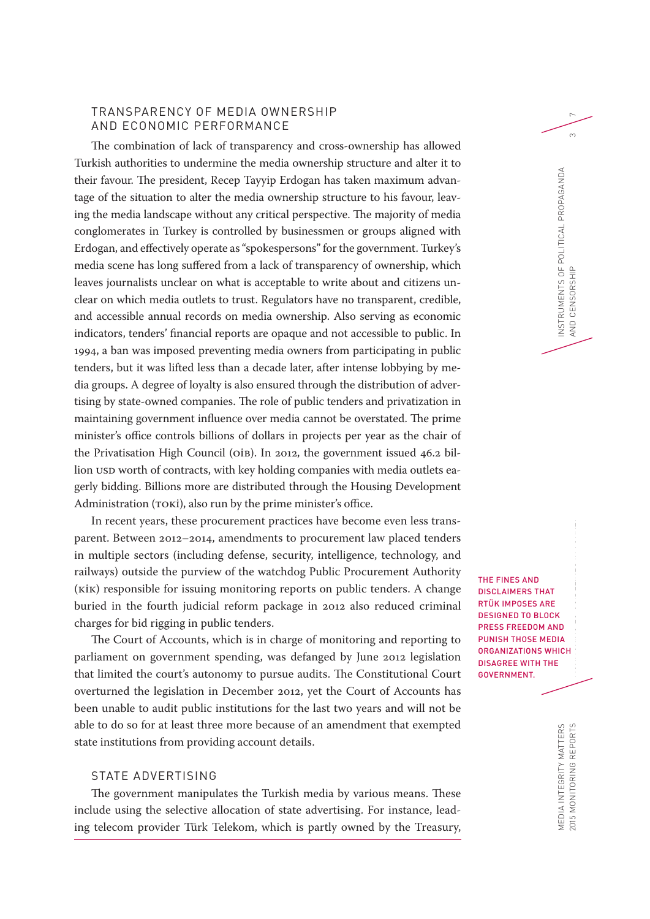## TRANSPARENCY OF MEDIA OWNERSHIP AND ECONOMIC PERFORMANCE

The combination of lack of transparency and cross-ownership has allowed Turkish authorities to undermine the media ownership structure and alter it to their favour. The president, Recep Tayyip Erdogan has taken maximum advantage of the situation to alter the media ownership structure to his favour, leaving the media landscape without any critical perspective. The majority of media conglomerates in Turkey is controlled by businessmen or groups aligned with Erdogan, and effectively operate as "spokespersons" for the government. Turkey's media scene has long suffered from a lack of transparency of ownership, which leaves journalists unclear on what is acceptable to write about and citizens unclear on which media outlets to trust. Regulators have no transparent, credible, and accessible annual records on media ownership. Also serving as economic indicators, tenders' financial reports are opaque and not accessible to public. In 1994, a ban was imposed preventing media owners from participating in public tenders, but it was lifted less than a decade later, after intense lobbying by media groups. A degree of loyalty is also ensured through the distribution of advertising by state-owned companies. The role of public tenders and privatization in maintaining government influence over media cannot be overstated. The prime minister's office controls billions of dollars in projects per year as the chair of the Privatisation High Council (OIB). In 2012, the government issued 46.2 billion USD worth of contracts, with key holding companies with media outlets eagerly bidding. Billions more are distributed through the Housing Development Administration (TOKİ), also run by the prime minister's office.

In recent years, these procurement practices have become even less transparent. Between 2012–2014, amendments to procurement law placed tenders in multiple sectors (including defense, security, intelligence, technology, and railways) outside the purview of the watchdog Public Procurement Authority (KİK) responsible for issuing monitoring reports on public tenders. A change buried in the fourth judicial reform package in 2012 also reduced criminal charges for bid rigging in public tenders.

The Court of Accounts, which is in charge of monitoring and reporting to parliament on government spending, was defanged by June 2012 legislation that limited the court's autonomy to pursue audits. The Constitutional Court overturned the legislation in December 2012, yet the Court of Accounts has been unable to audit public institutions for the last two years and will not be able to do so for at least three more because of an amendment that exempted state institutions from providing account details.

**THE FINES AND DISCLAIMERS THAT RTÜK IMPOSES ARE DESIGNED TO BLOCK PRESS FREEDOM AND PUNISH THOSE MEDIA ORGANIZATIONS WHICH DISAGREE WITH THE GOVERNMENT.**

## STATE ADVERTISING

The government manipulates the Turkish media by various means. These include using the selective allocation of state advertising. For instance, leading telecom provider Türk Telekom, which is partly owned by the Treasury,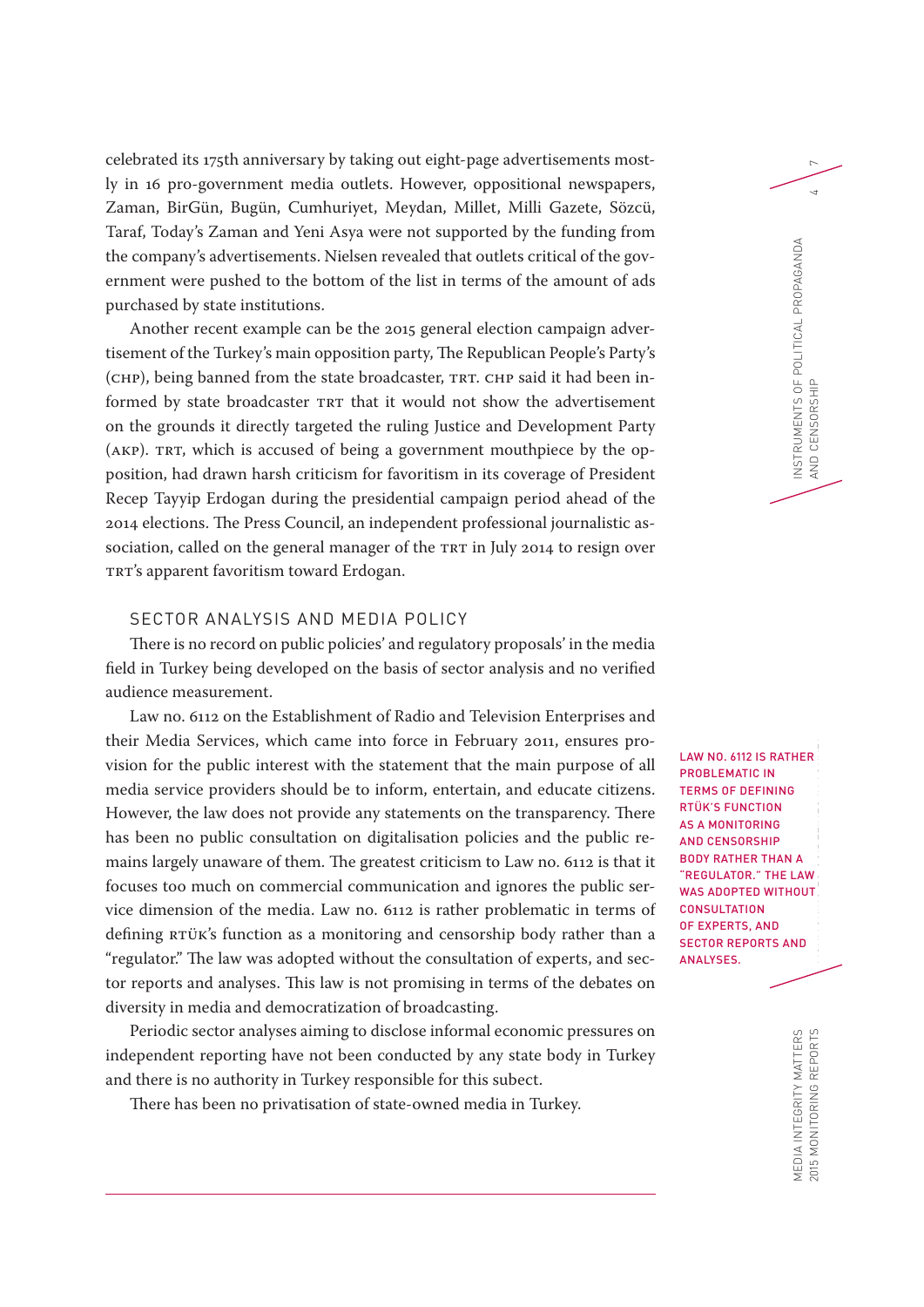celebrated its 175th anniversary by taking out eight-page advertisements mostly in 16 pro-government media outlets. However, oppositional newspapers, Zaman, BirGün, Bugün, Cumhuriyet, Meydan, Millet, Milli Gazete, Sözcü, Taraf, Today's Zaman and Yeni Asya were not supported by the funding from the company's advertisements. Nielsen revealed that outlets critical of the government were pushed to the bottom of the list in terms of the amount of ads purchased by state institutions.

Another recent example can be the 2015 general election campaign advertisement of the Turkey's main opposition party, The Republican People's Party's (CHP), being banned from the state broadcaster, TRT. CHP said it had been informed by state broadcaster TRT that it would not show the advertisement on the grounds it directly targeted the ruling Justice and Development Party (AKP). TRT, which is accused of being a government mouthpiece by the opposition, had drawn harsh criticism for favoritism in its coverage of President Recep Tayyip Erdogan during the presidential campaign period ahead of the 2014 elections. The Press Council, an independent professional journalistic association, called on the general manager of the TRT in July 2014 to resign over TRT's apparent favoritism toward Erdogan.

## SECTOR ANALYSIS AND MEDIA POLICY

There is no record on public policies' and regulatory proposals' in the media field in Turkey being developed on the basis of sector analysis and no verified audience measurement.

Law no. 6112 on the Establishment of Radio and Television Enterprises and their Media Services, which came into force in February 2011, ensures provision for the public interest with the statement that the main purpose of all media service providers should be to inform, entertain, and educate citizens. However, the law does not provide any statements on the transparency. There has been no public consultation on digitalisation policies and the public remains largely unaware of them. The greatest criticism to Law no. 6112 is that it focuses too much on commercial communication and ignores the public service dimension of the media. Law no. 6112 is rather problematic in terms of defining RTÜK's function as a monitoring and censorship body rather than a "regulator." The law was adopted without the consultation of experts, and sector reports and analyses. This law is not promising in terms of the debates on diversity in media and democratization of broadcasting.

> LAW NO. 6112 IS RATHER PROBLEMATIC IN TERMS OF DEFINING RTÜK'S FUNCTION AS A MONITORING AND CENSORSHIP BODY RATHER THAN A "REGULATOR." THE LAW WAS ADOPTED WITHOUT CONSULTATION OF EXPERTS, AND SECTOR REPORTS AND ANALYSES.

Periodic sector analyses aiming to disclose informal economic pressures on independent reporting have not been conducted by any state body in Turkey and there is no authority in Turkey responsible for this subect.

There has been no privatisation of state-owned media in Turkey.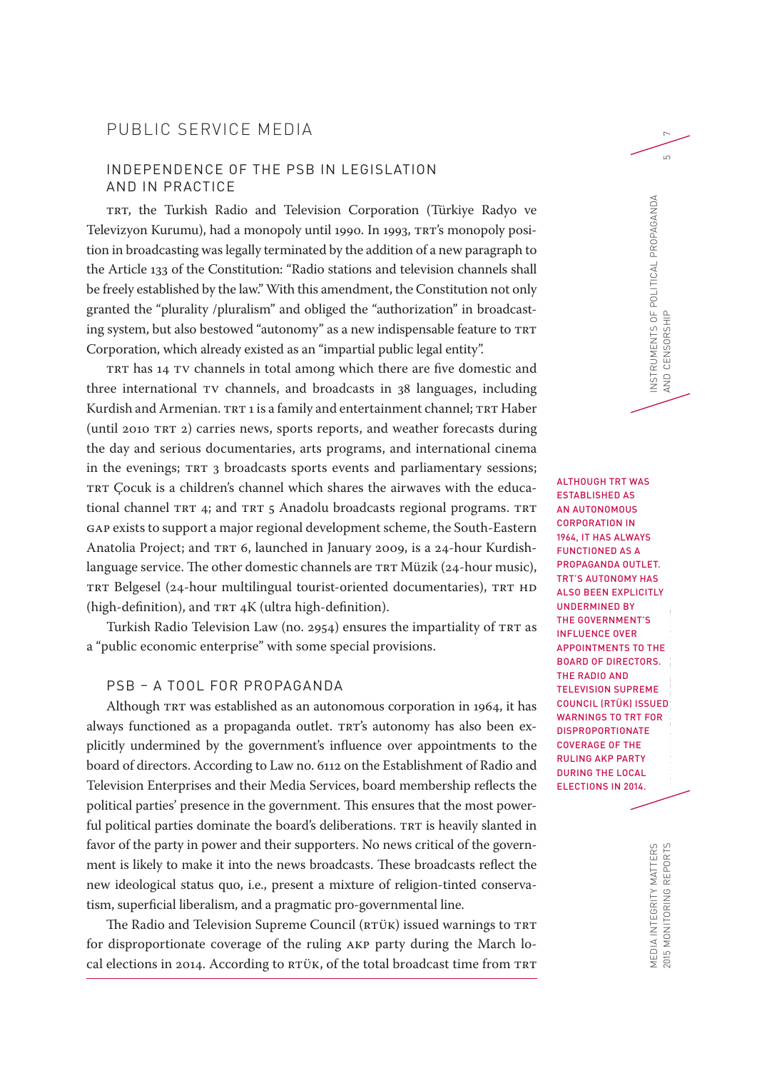# PUBLIC SERVICE MEDIA

## INDEPENDENCE OF THE PSB IN LEGISLATION AND IN PRACTICE

TRT, the Turkish Radio and Television Corporation (Türkiye Radyo ve Televizyon Kurumu), had a monopoly until 1990. In 1993, TRT's monopoly position in broadcasting was legally terminated by the addition of a new paragraph to the Article 133 of the Constitution: "Radio stations and television channels shall be freely established by the law." With this amendment, the Constitution not only granted the "plurality /pluralism" and obliged the "authorization" in broadcasting system, but also bestowed "autonomy" as a new indispensable feature to TRT Corporation, which already existed as an "impartial public legal entity".

TRT has 14 TV channels in total among which there are five domestic and three international TV channels, and broadcasts in 38 languages, including Kurdish and Armenian. TRT 1 is a family and entertainment channel; TRT Haber (until 2010 TRT 2) carries news, sports reports, and weather forecasts during the day and serious documentaries, arts programs, and international cinema in the evenings; TRT 3 broadcasts sports events and parliamentary sessions; TRT Çocuk is a children's channel which shares the airwaves with the educational channel TRT 4; and TRT 5 Anadolu broadcasts regional programs. TRT GAP exists to support a major regional development scheme, the South-Eastern Anatolia Project; and TRT 6, launched in January 2009, is a 24-hour Kurdish-language service. The other domestic channels are TRT Müzik (24-hour music), TRT Belgesel (24-hour multilingual tourist-oriented documentaries), TRT HD (high-definition), and TRT 4K (ultra high-definition).

Turkish Radio Television Law (no. 2954) ensures the impartiality of TRT as a "public economic enterprise" with some special provisions.

## PSB – A TOOL FOR PROPAGANDA

Although TRT was established as an autonomous corporation in 1964, it has always functioned as a propaganda outlet. TRT's autonomy has also been explicitly undermined by the government's influence over appointments to the board of directors. According to Law no. 6112 on the Establishment of Radio and Television Enterprises and their Media Services, board membership reflects the political parties' presence in the government. This ensures that the most powerful political parties dominate the board's deliberations. TRT is heavily slanted in favor of the party in power and their supporters. No news critical of the government is likely to make it into the news broadcasts. These broadcasts reflect the new ideological status quo, i.e., present a mixture of religion-tinted conservatism, superficial liberalism, and a pragmatic pro-governmental line.

> ALTHOUGH TRT WAS ESTABLISHED AS AN AUTONOMOUS CORPORATION IN 1964, IT HAS ALWAYS FUNCTIONED AS A PROPAGANDA OUTLET. TRT'S AUTONOMY HAS ALSO BEEN EXPLICITLY UNDERMINED BY THE GOVERNMENT'S INFLUENCE OVER APPOINTMENTS TO THE BOARD OF DIRECTORS. THE RADIO AND TELEVISION SUPREME COUNCIL (RTÜK) ISSUED WARNINGS TO TRT FOR DISPROPORTIONATE COVERAGE OF THE RULING AKP PARTY DURING THE LOCAL ELECTIONS IN 2014.

The Radio and Television Supreme Council (RTÜK) issued warnings to TRT for disproportionate coverage of the ruling AKP party during the March local elections in 2014. According to RTÜK, of the total broadcast time from TRT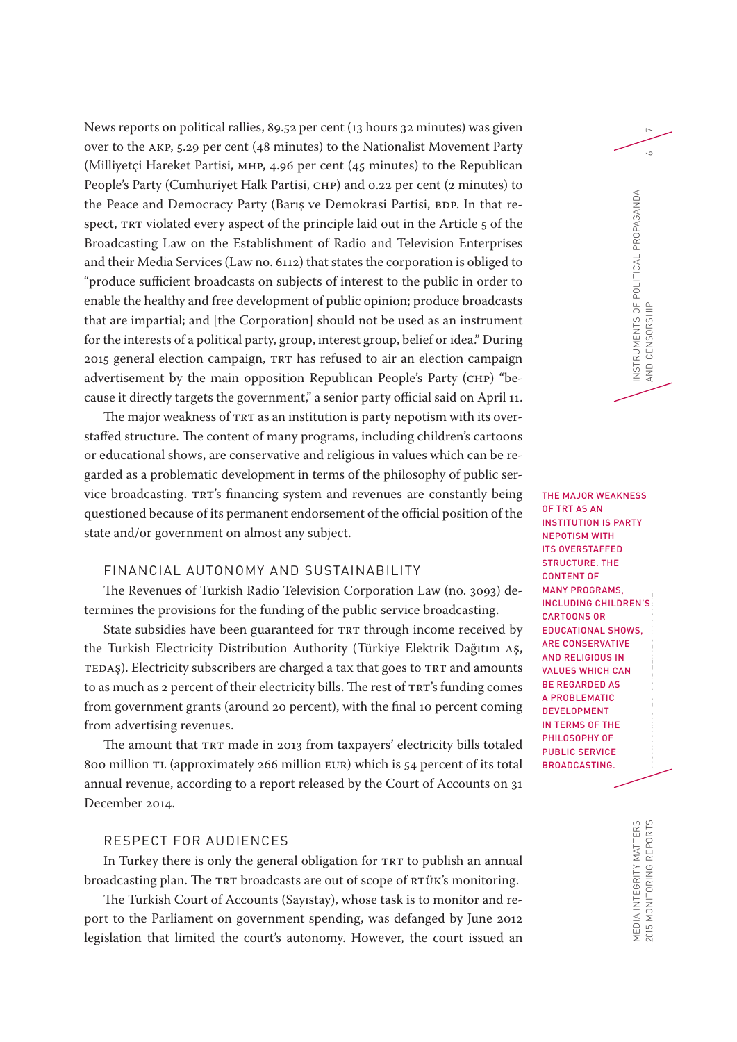News reports on political rallies, 89.52 per cent (13 hours 32 minutes) was given over to the AKP, 5.29 per cent (48 minutes) to the Nationalist Movement Party (Milliyetçi Hareket Partisi, MHP, 4.96 per cent (45 minutes) to the Republican People's Party (Cumhuriyet Halk Partisi, CHP) and 0.22 per cent (2 minutes) to the Peace and Democracy Party (Barış ve Demokrasi Partisi, BDP. In that respect, TRT violated every aspect of the principle laid out in the Article 5 of the Broadcasting Law on the Establishment of Radio and Television Enterprises and their Media Services (Law no. 6112) that states the corporation is obliged to "produce sufficient broadcasts on subjects of interest to the public in order to enable the healthy and free development of public opinion; produce broadcasts that are impartial; and [the Corporation] should not be used as an instrument for the interests of a political party, group, interest group, belief or idea." During 2015 general election campaign, TRT has refused to air an election campaign advertisement by the main opposition Republican People's Party (CHP) "because it directly targets the government," a senior party official said on April 11.

The major weakness of TRT as an institution is party nepotism with its overstaffed structure. The content of many programs, including children's cartoons or educational shows, are conservative and religious in values which can be regarded as a problematic development in terms of the philosophy of public service broadcasting. TRT's financing system and revenues are constantly being questioned because of its permanent endorsement of the official position of the state and/or government on almost any subject.

THE MAJOR WEAKNESS OF TRT AS AN INSTITUTION IS PARTY NEPOTISM WITH ITS OVERSTAFFED STRUCTURE. THE CONTENT OF MANY PROGRAMS, INCLUDING CHILDREN'S CARTOONS OR EDUCATIONAL SHOWS, ARE CONSERVATIVE AND RELIGIOUS IN VALUES WHICH CAN BE REGARDED AS A PROBLEMATIC DEVELOPMENT IN TERMS OF THE PHILOSOPHY OF PUBLIC SERVICE BROADCASTING.

## FINANCIAL AUTONOMY AND SUSTAINABILITY

The Revenues of Turkish Radio Television Corporation Law (no. 3093) determines the provisions for the funding of the public service broadcasting.

State subsidies have been guaranteed for TRT through income received by the Turkish Electricity Distribution Authority (Türkiye Elektrik Dağıtım AŞ, TEDAŞ). Electricity subscribers are charged a tax that goes to TRT and amounts to as much as 2 percent of their electricity bills. The rest of TRT's funding comes from government grants (around 20 percent), with the final 10 percent coming from advertising revenues.

The amount that TRT made in 2013 from taxpayers' electricity bills totaled 800 million TL (approximately 266 million EUR) which is 54 percent of its total annual revenue, according to a report released by the Court of Accounts on 31 December 2014.

## RESPECT FOR AUDIENCES

In Turkey there is only the general obligation for TRT to publish an annual broadcasting plan. The TRT broadcasts are out of scope of RTÜK's monitoring.

The Turkish Court of Accounts (Sayıstay), whose task is to monitor and report to the Parliament on government spending, was defanged by June 2012 legislation that limited the court's autonomy. However, the court issued an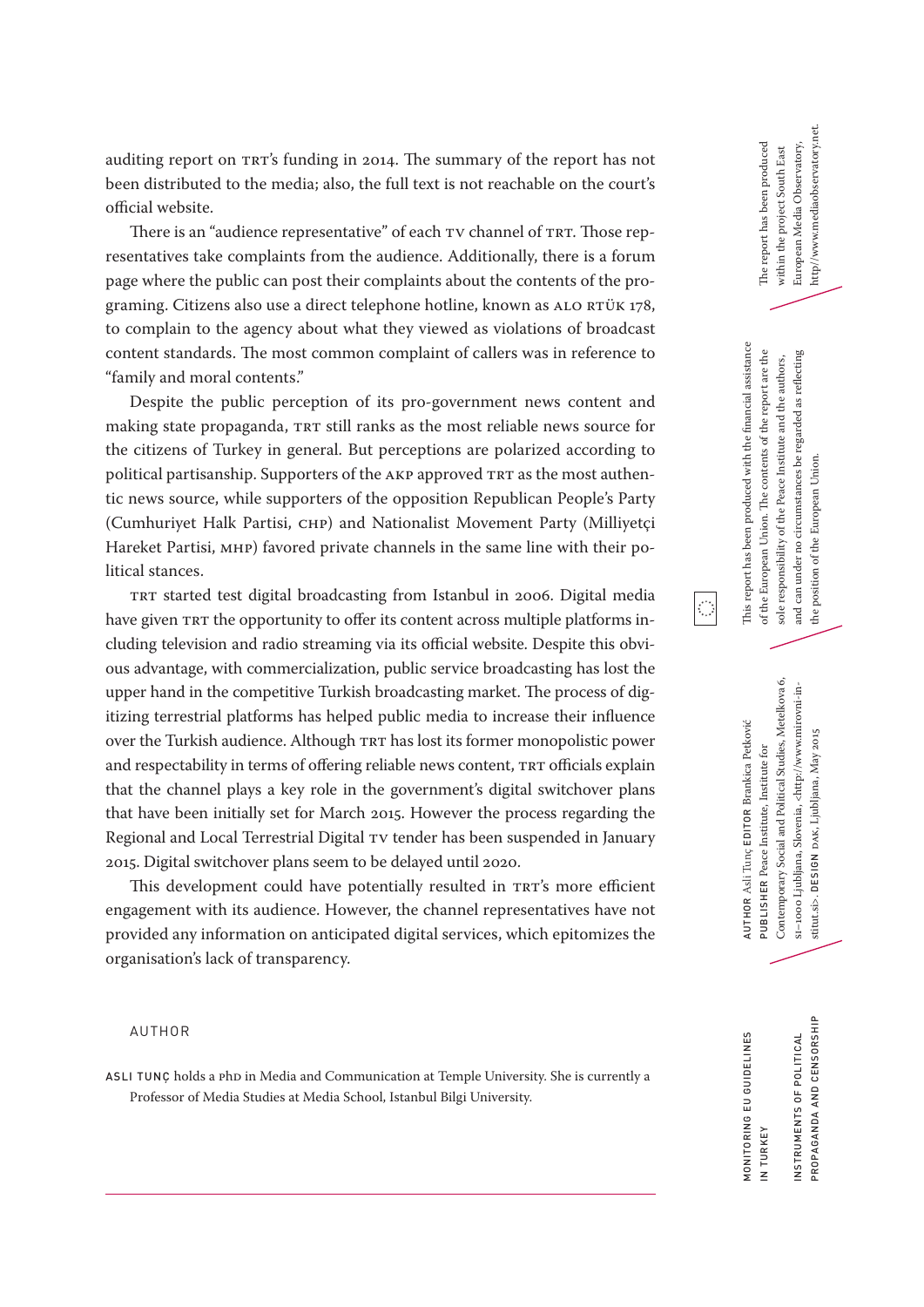auditing report on TRT's funding in 2014. The summary of the report has not been distributed to the media; also, the full text is not reachable on the court's official website.

There is an "audience representative" of each TV channel of TRT. Those representatives take complaints from the audience. Additionally, there is a forum page where the public can post their complaints about the contents of the programing. Citizens also use a direct telephone hotline, known as ALO RTÜK 178, to complain to the agency about what they viewed as violations of broadcast content standards. The most common complaint of callers was in reference to "family and moral contents."

Despite the public perception of its pro-government news content and making state propaganda, TRT still ranks as the most reliable news source for the citizens of Turkey in general. But perceptions are polarized according to political partisanship. Supporters of the AKP approved TRT as the most authentic news source, while supporters of the opposition Republican People's Party (Cumhuriyet Halk Partisi, CHP) and Nationalist Movement Party (Milliyetçi Hareket Partisi, MHP) favored private channels in the same line with their political stances.

TRT started test digital broadcasting from Istanbul in 2006. Digital media have given TRT the opportunity to offer its content across multiple platforms including television and radio streaming via its official website. Despite this obvious advantage, with commercialization, public service broadcasting has lost the upper hand in the competitive Turkish broadcasting market. The process of digitizing terrestrial platforms has helped public media to increase their influence over the Turkish audience. Although TRT has lost its former monopolistic power and respectability in terms of offering reliable news content, TRT officials explain that the channel plays a key role in the government's digital switchover plans that have been initially set for March 2015. However the process regarding the Regional and Local Terrestrial Digital TV tender has been suspended in January 2015. Digital switchover plans seem to be delayed until 2020.

This development could have potentially resulted in TRT's more efficient engagement with its audience. However, the channel representatives have not provided any information on anticipated digital services, which epitomizes the organisation's lack of transparency.

## AUTHOR

ASLI TUNÇ holds a PhD in Media and Communication at Temple University. She is currently a Professor of Media Studies at Media School, Istanbul Bilgi University.

MONITORING EU GUIDELINES IN TURKEY

INSTRUMENTS OF POLITICAL PROPAGANDA AND CENSORSHIP

AUTHOR Aslı Tunç EDITOR Brankica Petković PUBLISHER Peace Institute, Institute for Contemporary Social and Political Studies, Metelkova 6, SI–1000 Ljubljana, Slovenia, <http://www.mirovni-institut.si>. DESIGN DAK, Ljubljana, May 2015

This report has been produced with the financial assistance of the European Union. The contents of the report are the sole responsibility of the Peace Institute and the authors, and can under no circumstances be regarded as reflecting the position of the European Union.

The report has been produced within the project South East European Media Observatory, http//www.mediaobservatory.net.